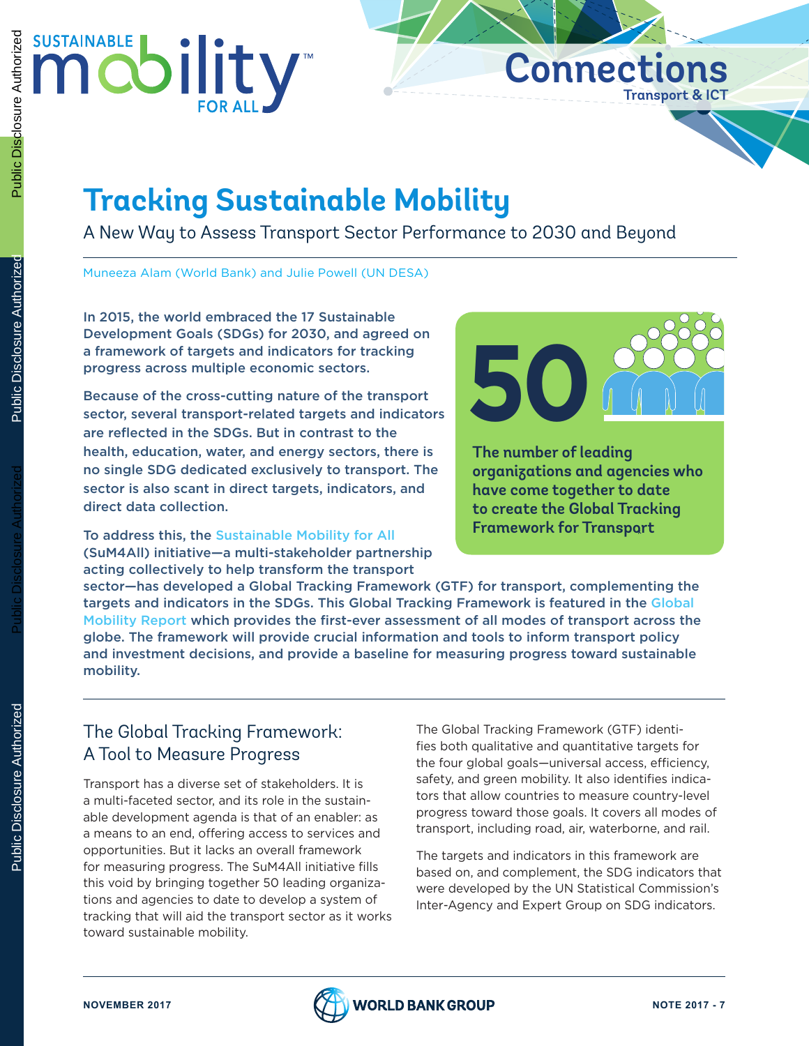Sustainable Mobility for All™

Connections
Transport & ICT

# Tracking Sustainable Mobility

A New Way to Assess Transport Sector Performance to 2030 and Beyond

Muneeza Alam (World Bank) and Julie Powell (UN DESA)

**In 2015, the world embraced the 17 Sustainable Development Goals (SDGs) for 2030, and agreed on a framework of targets and indicators for tracking progress across multiple economic sectors.**

**Because of the cross-cutting nature of the transport sector, several transport-related targets and indicators are reflected in the SDGs. But in contrast to the health, education, water, and energy sectors, there is no single SDG dedicated exclusively to transport. The sector is also scant in direct targets, indicators, and direct data collection.**

**To address this, the Sustainable Mobility for All (SuM4All) initiative—a multi-stakeholder partnership acting collectively to help transform the transport sector—has developed a Global Tracking Framework (GTF) for transport, complementing the targets and indicators in the SDGs. This Global Tracking Framework is featured in the Global Mobility Report which provides the first-ever assessment of all modes of transport across the globe. The framework will provide crucial information and tools to inform transport policy and investment decisions, and provide a baseline for measuring progress toward sustainable mobility.**

**50**

**The number of leading organizations and agencies who have come together to date to create the Global Tracking Framework for Transport**

## The Global Tracking Framework: A Tool to Measure Progress

Transport has a diverse set of stakeholders. It is a multi-faceted sector, and its role in the sustainable development agenda is that of an enabler: as a means to an end, offering access to services and opportunities. But it lacks an overall framework for measuring progress. The SuM4All initiative fills this void by bringing together 50 leading organizations and agencies to date to develop a system of tracking that will aid the transport sector as it works toward sustainable mobility.

The Global Tracking Framework (GTF) identifies both qualitative and quantitative targets for the four global goals—universal access, efficiency, safety, and green mobility. It also identifies indicators that allow countries to measure country-level progress toward those goals. It covers all modes of transport, including road, air, waterborne, and rail.

The targets and indicators in this framework are based on, and complement, the SDG indicators that were developed by the UN Statistical Commission's Inter-Agency and Expert Group on SDG indicators.

NOVEMBER 2017 — WORLD BANK GROUP — NOTE 2017 - 7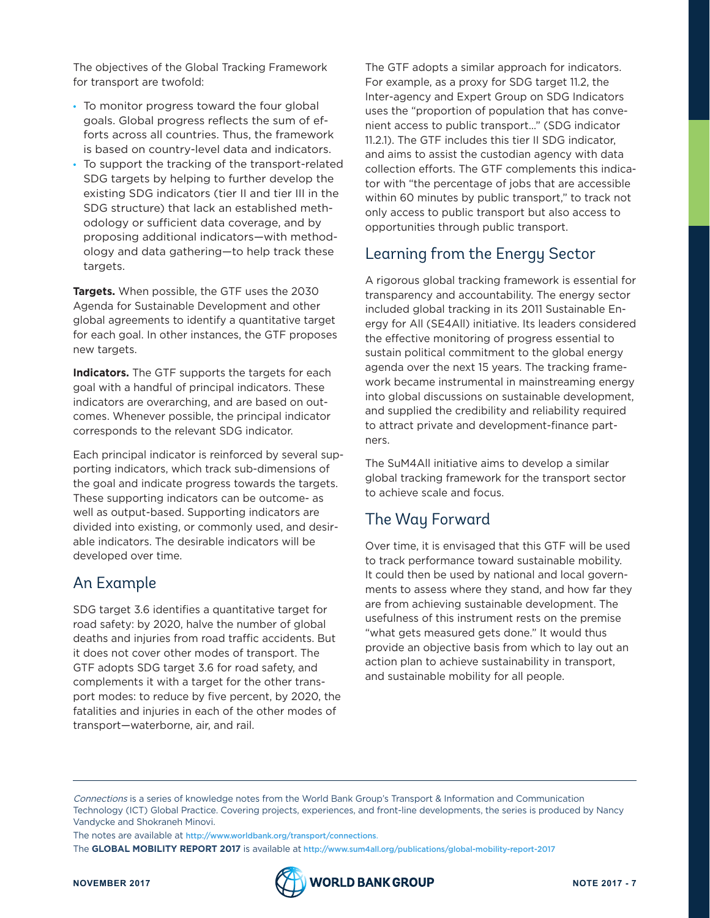The objectives of the Global Tracking Framework for transport are twofold:

- To monitor progress toward the four global goals. Global progress reflects the sum of efforts across all countries. Thus, the framework is based on country-level data and indicators.
- To support the tracking of the transport-related SDG targets by helping to further develop the existing SDG indicators (tier II and tier III in the SDG structure) that lack an established methodology or sufficient data coverage, and by proposing additional indicators—with methodology and data gathering—to help track these targets.

**Targets.** When possible, the GTF uses the 2030 Agenda for Sustainable Development and other global agreements to identify a quantitative target for each goal. In other instances, the GTF proposes new targets.

**Indicators.** The GTF supports the targets for each goal with a handful of principal indicators. These indicators are overarching, and are based on outcomes. Whenever possible, the principal indicator corresponds to the relevant SDG indicator.

Each principal indicator is reinforced by several supporting indicators, which track sub-dimensions of the goal and indicate progress towards the targets. These supporting indicators can be outcome- as well as output-based. Supporting indicators are divided into existing, or commonly used, and desirable indicators. The desirable indicators will be developed over time.

## An Example

SDG target 3.6 identifies a quantitative target for road safety: by 2020, halve the number of global deaths and injuries from road traffic accidents. But it does not cover other modes of transport. The GTF adopts SDG target 3.6 for road safety, and complements it with a target for the other transport modes: to reduce by five percent, by 2020, the fatalities and injuries in each of the other modes of transport—waterborne, air, and rail.

The GTF adopts a similar approach for indicators. For example, as a proxy for SDG target 11.2, the Inter-agency and Expert Group on SDG Indicators uses the "proportion of population that has convenient access to public transport..." (SDG indicator 11.2.1). The GTF includes this tier II SDG indicator, and aims to assist the custodian agency with data collection efforts. The GTF complements this indicator with "the percentage of jobs that are accessible within 60 minutes by public transport," to track not only access to public transport but also access to opportunities through public transport.

## Learning from the Energy Sector

A rigorous global tracking framework is essential for transparency and accountability. The energy sector included global tracking in its 2011 Sustainable Energy for All (SE4All) initiative. Its leaders considered the effective monitoring of progress essential to sustain political commitment to the global energy agenda over the next 15 years. The tracking framework became instrumental in mainstreaming energy into global discussions on sustainable development, and supplied the credibility and reliability required to attract private and development-finance partners.

The SuM4All initiative aims to develop a similar global tracking framework for the transport sector to achieve scale and focus.

## The Way Forward

Over time, it is envisaged that this GTF will be used to track performance toward sustainable mobility. It could then be used by national and local governments to assess where they stand, and how far they are from achieving sustainable development. The usefulness of this instrument rests on the premise "what gets measured gets done." It would thus provide an objective basis from which to lay out an action plan to achieve sustainability in transport, and sustainable mobility for all people.

---

*Connections* is a series of knowledge notes from the World Bank Group's Transport & Information and Communication Technology (ICT) Global Practice. Covering projects, experiences, and front-line developments, the series is produced by Nancy Vandycke and Shokraneh Minovi.

The notes are available at http://www.worldbank.org/transport/connections.

The **GLOBAL MOBILITY REPORT 2017** is available at http://www.sum4all.org/publications/global-mobility-report-2017

**NOVEMBER 2017** WORLD BANK GROUP **NOTE 2017 - 7**